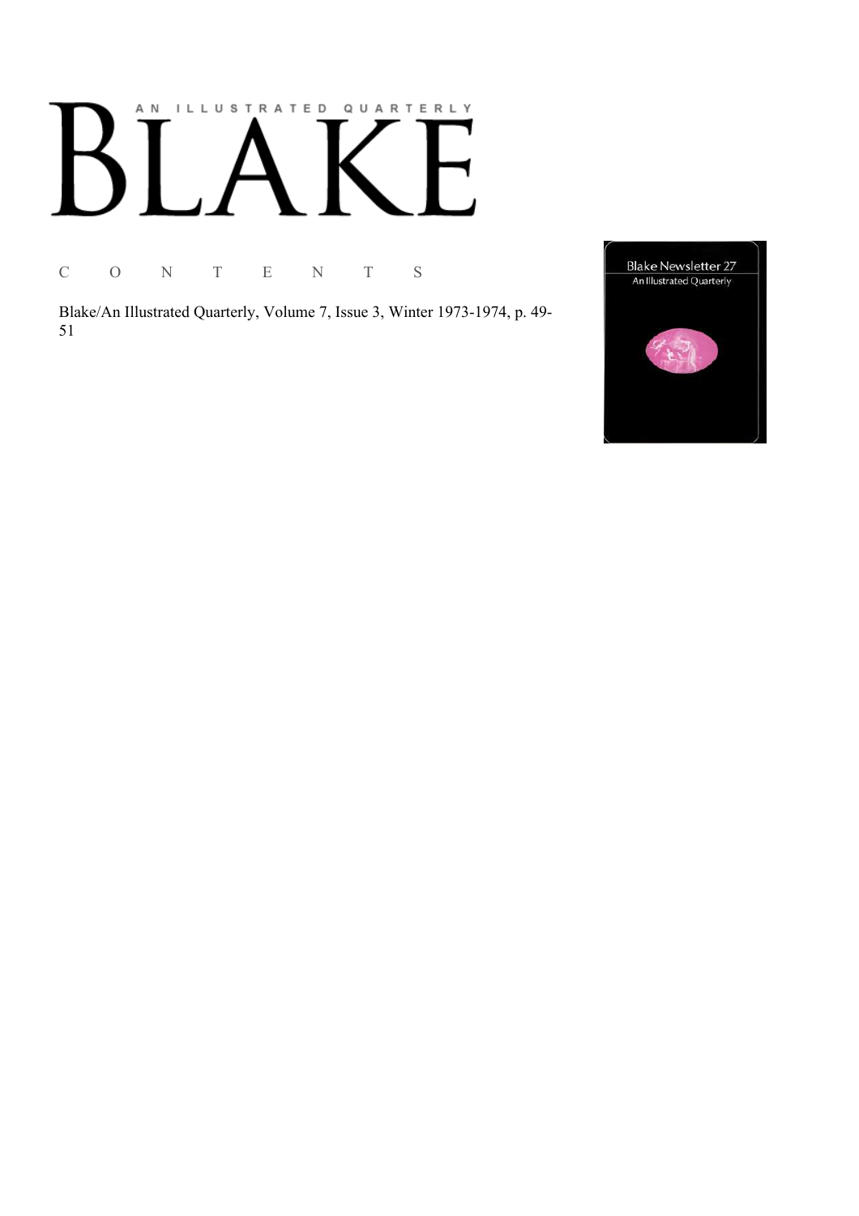AN ILLUSTRATED QUARTERLY

# BLAKE

C O N T E N T S

Blake/An Illustrated Quarterly, Volume 7, Issue 3, Winter 1973-1974, p. 49-51

Blake Newsletter 27

An Illustrated Quarterly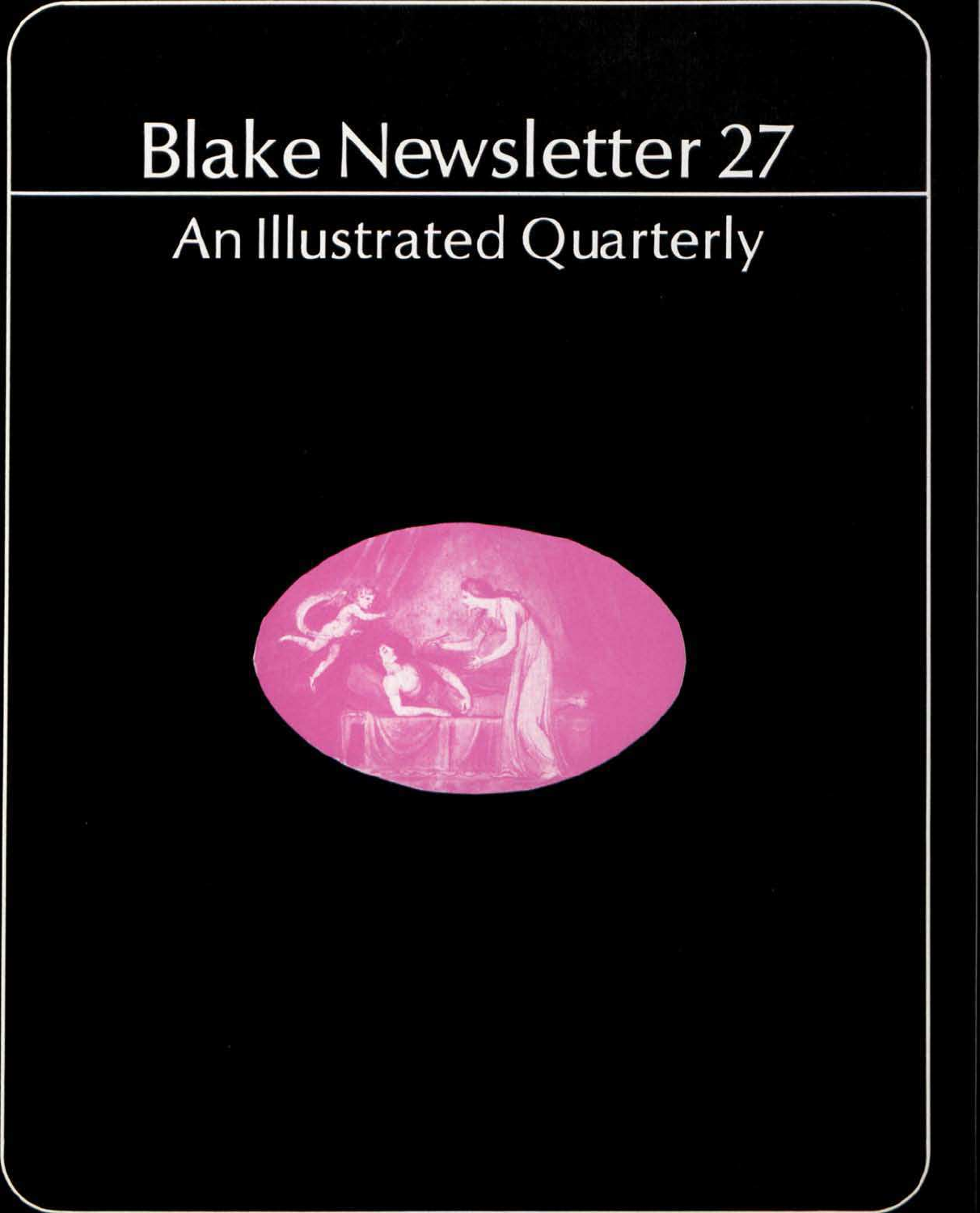# Blake Newsletter 27

## An Illustrated Quarterly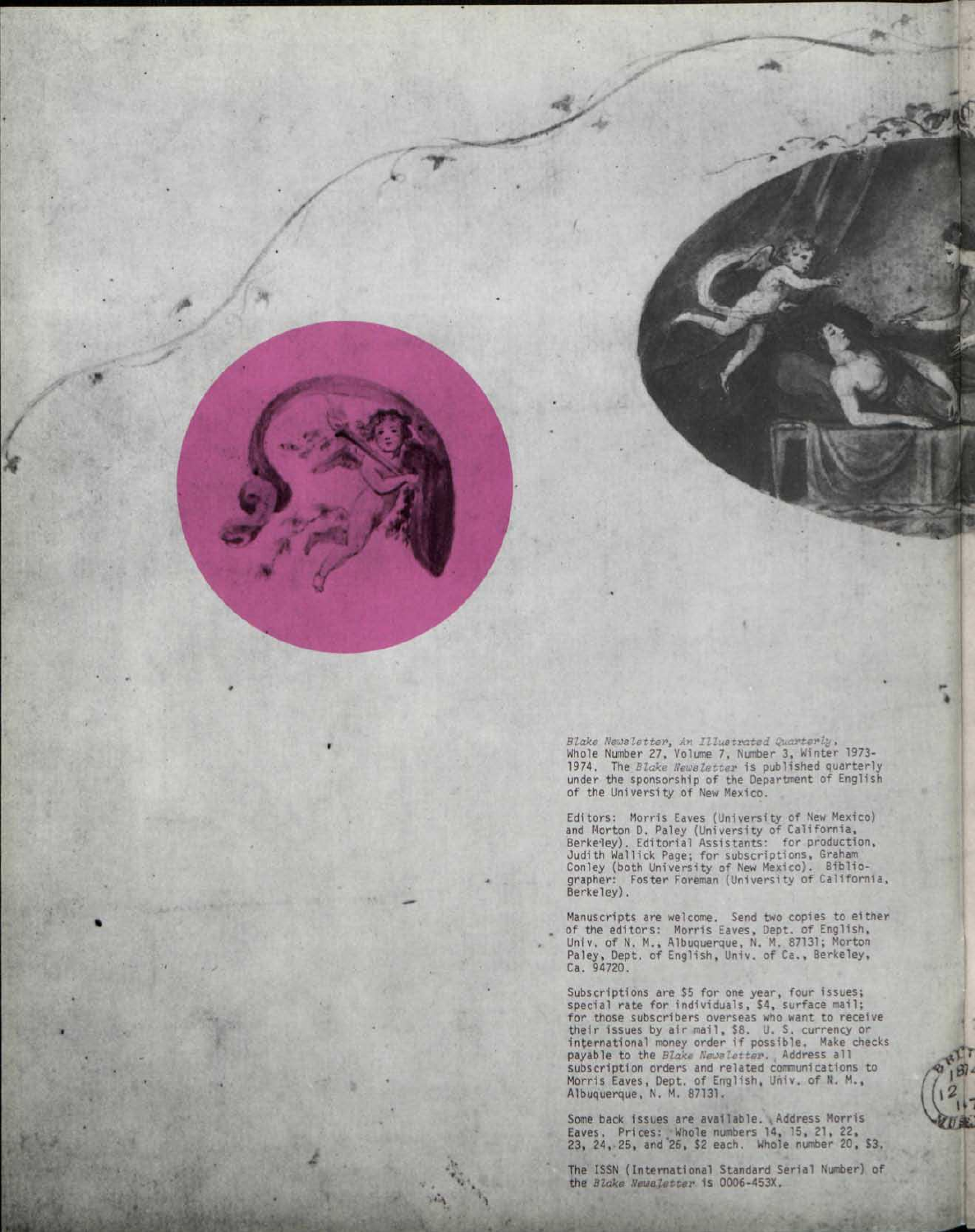*Blake Newsletter, An Illustrated Quarterly*, Whole Number 27, Volume 7, Number 3, Winter 1973-1974. The *Blake Newsletter* is published quarterly under the sponsorship of the Department of English of the University of New Mexico.

Editors: Morris Eaves (University of New Mexico) and Morton D. Paley (University of California, Berkeley). Editorial Assistants: for production, Judith Wallick Page; for subscriptions, Graham Conley (both University of New Mexico). Bibliographer: Foster Foreman (University of California, Berkeley).

Manuscripts are welcome. Send two copies to either of the editors: Morris Eaves, Dept. of English, Univ. of N. M., Albuquerque, N. M. 87131; Morton Paley, Dept. of English, Univ. of Ca., Berkeley, Ca. 94720.

Subscriptions are $5 for one year, four issues; special rate for individuals, $4, surface mail; for those subscribers overseas who want to receive their issues by air mail, $8. U. S. currency or international money order if possible. Make checks payable to the *Blake Newsletter*. Address all subscription orders and related communications to Morris Eaves, Dept. of English, Univ. of N. M., Albuquerque, N. M. 87131.

Some back issues are available. Address Morris Eaves. Prices: Whole numbers 14, 15, 21, 22, 23, 24, 25, and 26, $2 each. Whole number 20, $3.

The ISSN (International Standard Serial Number) of the *Blake Newsletter* is 0006-453X.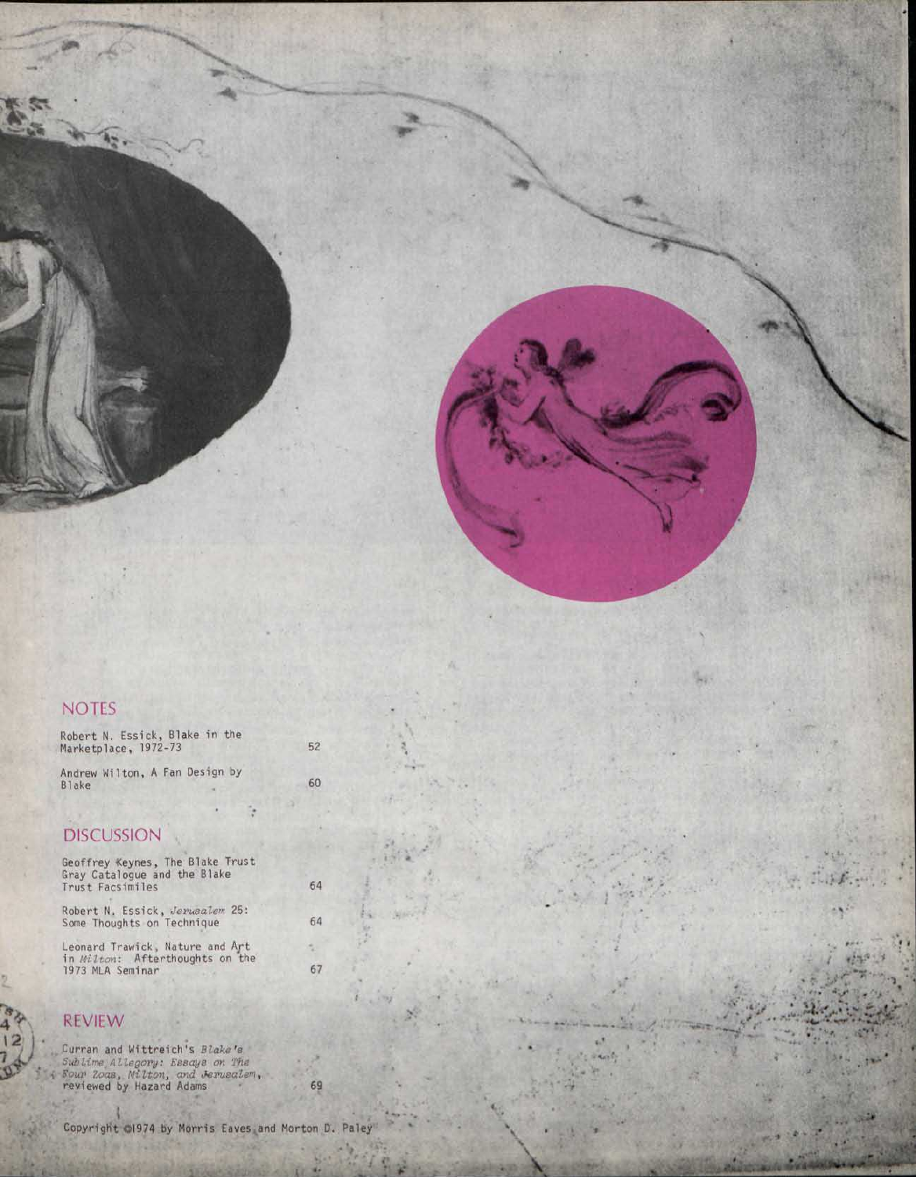## NOTES

Robert N. Essick, Blake in the Marketplace, 1972-73 52

Andrew Wilton, A Fan Design by Blake 60

## DISCUSSION

Geoffrey Keynes, The Blake Trust Gray Catalogue and the Blake Trust Facsimiles 64

Robert N. Essick, *Jerusalem* 25: Some Thoughts on Technique 64

Leonard Trawick, Nature and Art in *Milton*: Afterthoughts on the 1973 MLA Seminar 67

## REVIEW

Curran and Wittreich's *Blake's Sublime Allegory: Essays on The Four Zoas, Milton, and Jerusalem*, reviewed by Hazard Adams 69

Copyright ©1974 by Morris Eaves and Morton D. Paley